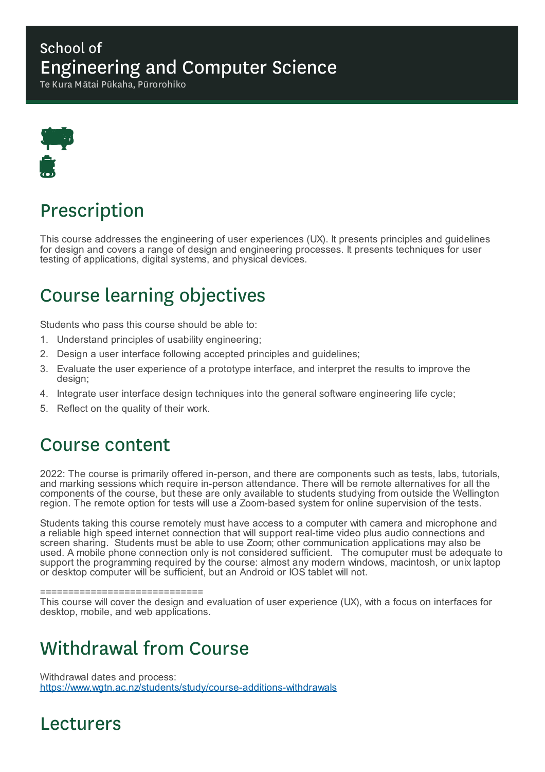School of
# Engineering and Computer Science
Te Kura Mātai Pūkaha, Pūrorohiko

## Prescription

This course addresses the engineering of user experiences (UX). It presents principles and guidelines for design and covers a range of design and engineering processes. It presents techniques for user testing of applications, digital systems, and physical devices.

## Course learning objectives

Students who pass this course should be able to:

1. Understand principles of usability engineering;
2. Design a user interface following accepted principles and guidelines;
3. Evaluate the user experience of a prototype interface, and interpret the results to improve the design;
4. Integrate user interface design techniques into the general software engineering life cycle;
5. Reflect on the quality of their work.

## Course content

2022: The course is primarily offered in-person, and there are components such as tests, labs, tutorials, and marking sessions which require in-person attendance. There will be remote alternatives for all the components of the course, but these are only available to students studying from outside the Wellington region. The remote option for tests will use a Zoom-based system for online supervision of the tests.

Students taking this course remotely must have access to a computer with camera and microphone and a reliable high speed internet connection that will support real-time video plus audio connections and screen sharing. Students must be able to use Zoom; other communication applications may also be used. A mobile phone connection only is not considered sufficient. The comuputer must be adequate to support the programming required by the course: almost any modern windows, macintosh, or unix laptop or desktop computer will be sufficient, but an Android or IOS tablet will not.

============================
This course will cover the design and evaluation of user experience (UX), with a focus on interfaces for desktop, mobile, and web applications.

## Withdrawal from Course

Withdrawal dates and process:
https://www.wgtn.ac.nz/students/study/course-additions-withdrawals

## Lecturers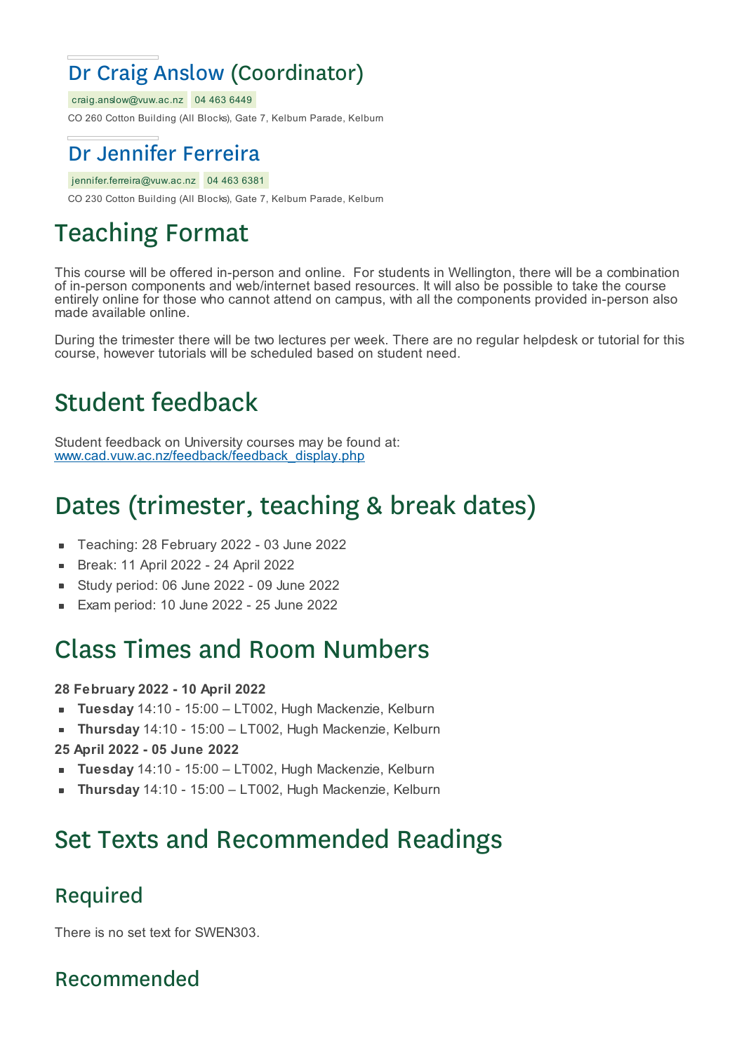## Dr Craig Anslow (Coordinator)

craig.anslow@vuw.ac.nz 04 463 6449

CO 260 Cotton Building (All Blocks), Gate 7, Kelburn Parade, Kelburn

## Dr Jennifer Ferreira

jennifer.ferreira@vuw.ac.nz 04 463 6381

CO 230 Cotton Building (All Blocks), Gate 7, Kelburn Parade, Kelburn

# Teaching Format

This course will be offered in-person and online. For students in Wellington, there will be a combination of in-person components and web/internet based resources. It will also be possible to take the course entirely online for those who cannot attend on campus, with all the components provided in-person also made available online.

During the trimester there will be two lectures per week. There are no regular helpdesk or tutorial for this course, however tutorials will be scheduled based on student need.

# Student feedback

Student feedback on University courses may be found at:
www.cad.vuw.ac.nz/feedback/feedback_display.php

# Dates (trimester, teaching & break dates)

- Teaching: 28 February 2022 - 03 June 2022
- Break: 11 April 2022 - 24 April 2022
- Study period: 06 June 2022 - 09 June 2022
- Exam period: 10 June 2022 - 25 June 2022

# Class Times and Room Numbers

**28 February 2022 - 10 April 2022**

- **Tuesday** 14:10 - 15:00 – LT002, Hugh Mackenzie, Kelburn
- **Thursday** 14:10 - 15:00 – LT002, Hugh Mackenzie, Kelburn

**25 April 2022 - 05 June 2022**

- **Tuesday** 14:10 - 15:00 – LT002, Hugh Mackenzie, Kelburn
- **Thursday** 14:10 - 15:00 – LT002, Hugh Mackenzie, Kelburn

# Set Texts and Recommended Readings

## Required

There is no set text for SWEN303.

## Recommended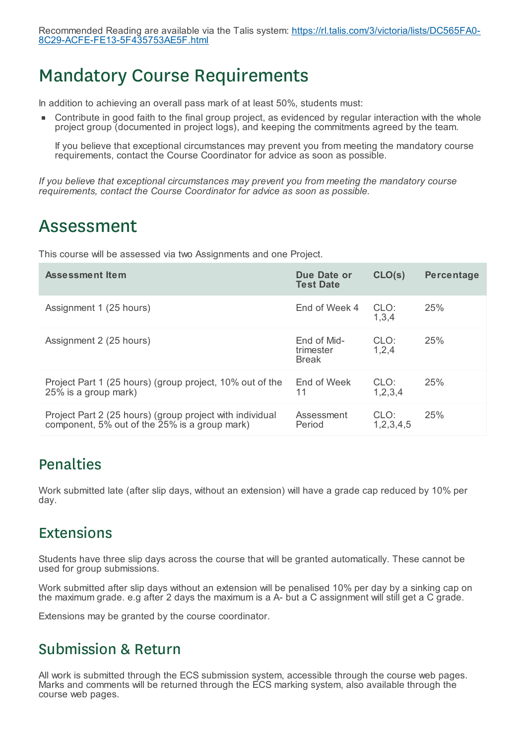Recommended Reading are available via the Talis system: https://rl.talis.com/3/victoria/lists/DC565FA0-8C29-ACFE-FE13-5F435753AE5F.html

# Mandatory Course Requirements

In addition to achieving an overall pass mark of at least 50%, students must:

- Contribute in good faith to the final group project, as evidenced by regular interaction with the whole project group (documented in project logs), and keeping the commitments agreed by the team.

  If you believe that exceptional circumstances may prevent you from meeting the mandatory course requirements, contact the Course Coordinator for advice as soon as possible.

*If you believe that exceptional circumstances may prevent you from meeting the mandatory course requirements, contact the Course Coordinator for advice as soon as possible.*

# Assessment

This course will be assessed via two Assignments and one Project.

| Assessment Item | Due Date or Test Date | CLO(s) | Percentage |
|---|---|---|---|
| Assignment 1 (25 hours) | End of Week 4 | CLO: 1,3,4 | 25% |
| Assignment 2 (25 hours) | End of Mid-trimester Break | CLO: 1,2,4 | 25% |
| Project Part 1 (25 hours) (group project, 10% out of the 25% is a group mark) | End of Week 11 | CLO: 1,2,3,4 | 25% |
| Project Part 2 (25 hours) (group project with individual component, 5% out of the 25% is a group mark) | Assessment Period | CLO: 1,2,3,4,5 | 25% |

## Penalties

Work submitted late (after slip days, without an extension) will have a grade cap reduced by 10% per day.

## Extensions

Students have three slip days across the course that will be granted automatically. These cannot be used for group submissions.

Work submitted after slip days without an extension will be penalised 10% per day by a sinking cap on the maximum grade. e.g after 2 days the maximum is a A- but a C assignment will still get a C grade.

Extensions may be granted by the course coordinator.

## Submission & Return

All work is submitted through the ECS submission system, accessible through the course web pages. Marks and comments will be returned through the ECS marking system, also available through the course web pages.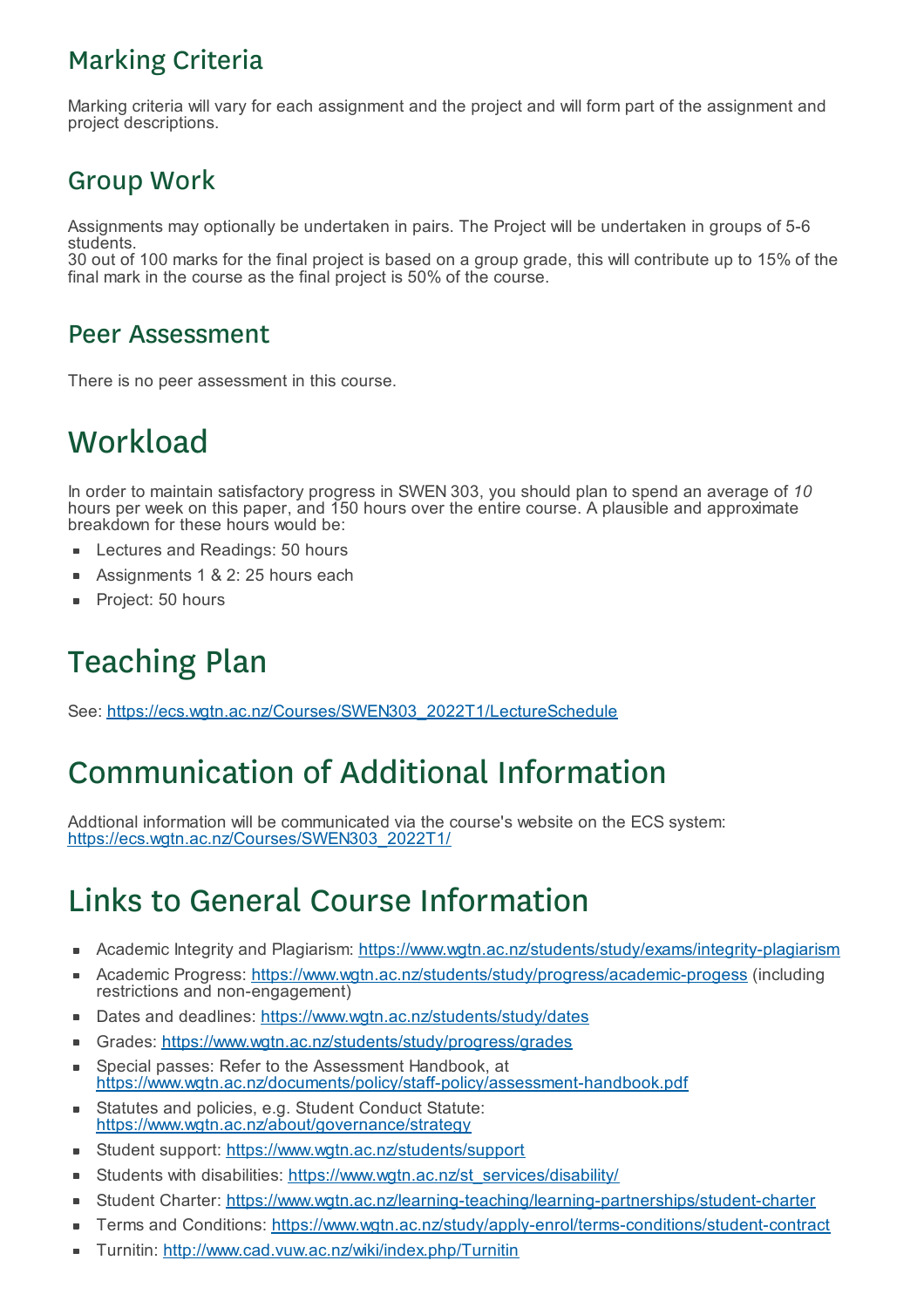## Marking Criteria

Marking criteria will vary for each assignment and the project and will form part of the assignment and project descriptions.

## Group Work

Assignments may optionally be undertaken in pairs. The Project will be undertaken in groups of 5-6 students.
30 out of 100 marks for the final project is based on a group grade, this will contribute up to 15% of the final mark in the course as the final project is 50% of the course.

## Peer Assessment

There is no peer assessment in this course.

# Workload

In order to maintain satisfactory progress in SWEN 303, you should plan to spend an average of *10* hours per week on this paper, and 150 hours over the entire course. A plausible and approximate breakdown for these hours would be:

- Lectures and Readings: 50 hours
- Assignments 1 & 2: 25 hours each
- Project: 50 hours

# Teaching Plan

See: [https://ecs.wgtn.ac.nz/Courses/SWEN303_2022T1/LectureSchedule](https://ecs.wgtn.ac.nz/Courses/SWEN303_2022T1/LectureSchedule)

# Communication of Additional Information

Addtional information will be communicated via the course's website on the ECS system: [https://ecs.wgtn.ac.nz/Courses/SWEN303_2022T1/](https://ecs.wgtn.ac.nz/Courses/SWEN303_2022T1/)

# Links to General Course Information

- Academic Integrity and Plagiarism: [https://www.wgtn.ac.nz/students/study/exams/integrity-plagiarism](https://www.wgtn.ac.nz/students/study/exams/integrity-plagiarism)
- Academic Progress: [https://www.wgtn.ac.nz/students/study/progress/academic-progess](https://www.wgtn.ac.nz/students/study/progress/academic-progess) (including restrictions and non-engagement)
- Dates and deadlines: [https://www.wgtn.ac.nz/students/study/dates](https://www.wgtn.ac.nz/students/study/dates)
- Grades: [https://www.wgtn.ac.nz/students/study/progress/grades](https://www.wgtn.ac.nz/students/study/progress/grades)
- Special passes: Refer to the Assessment Handbook, at [https://www.wgtn.ac.nz/documents/policy/staff-policy/assessment-handbook.pdf](https://www.wgtn.ac.nz/documents/policy/staff-policy/assessment-handbook.pdf)
- Statutes and policies, e.g. Student Conduct Statute: [https://www.wgtn.ac.nz/about/governance/strategy](https://www.wgtn.ac.nz/about/governance/strategy)
- Student support: [https://www.wgtn.ac.nz/students/support](https://www.wgtn.ac.nz/students/support)
- Students with disabilities: [https://www.wgtn.ac.nz/st_services/disability/](https://www.wgtn.ac.nz/st_services/disability/)
- Student Charter: [https://www.wgtn.ac.nz/learning-teaching/learning-partnerships/student-charter](https://www.wgtn.ac.nz/learning-teaching/learning-partnerships/student-charter)
- Terms and Conditions: [https://www.wgtn.ac.nz/study/apply-enrol/terms-conditions/student-contract](https://www.wgtn.ac.nz/study/apply-enrol/terms-conditions/student-contract)
- Turnitin: [http://www.cad.vuw.ac.nz/wiki/index.php/Turnitin](http://www.cad.vuw.ac.nz/wiki/index.php/Turnitin)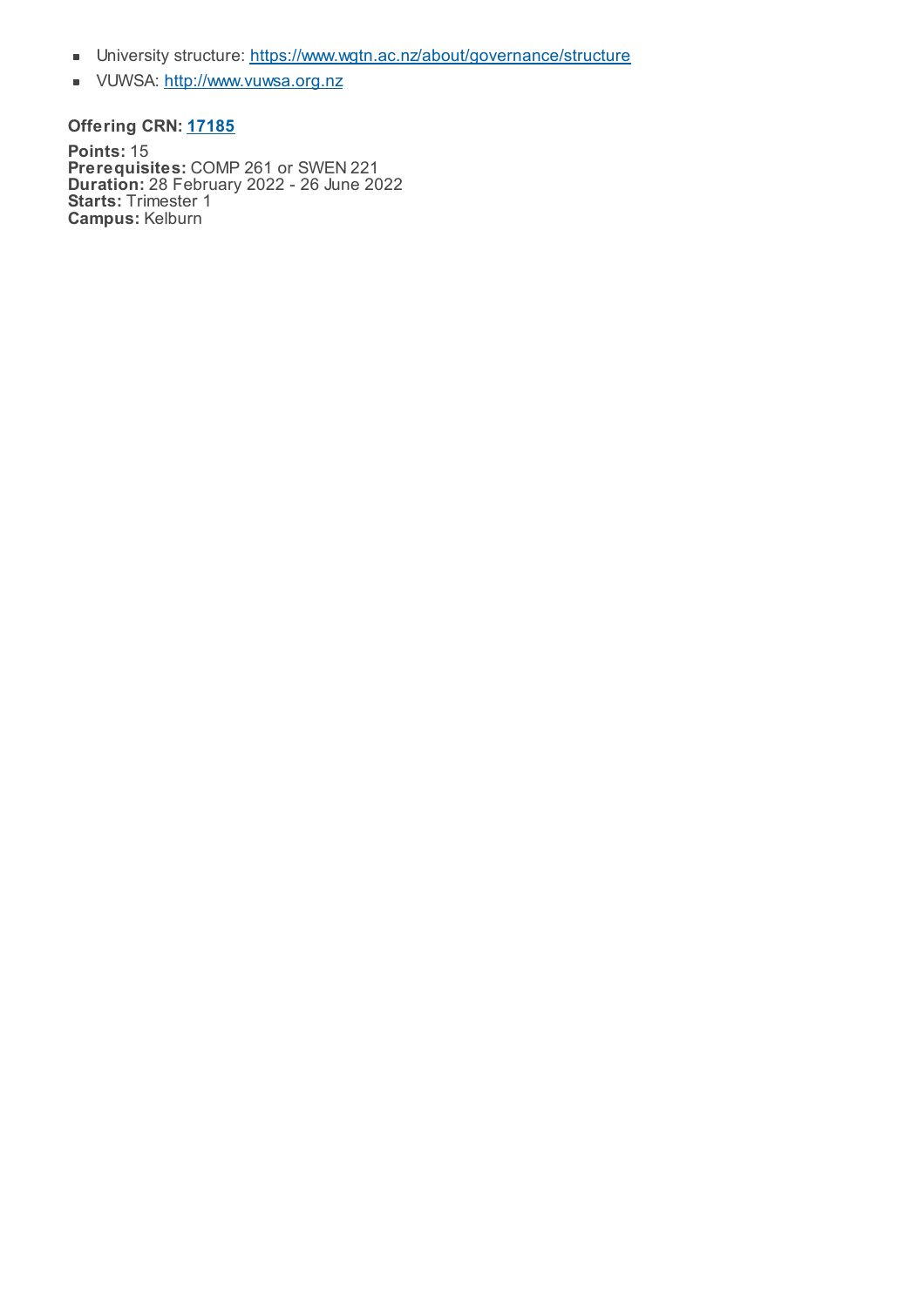- University structure: [https://www.wgtn.ac.nz/about/governance/structure](https://www.wgtn.ac.nz/about/governance/structure)
- VUWSA: [http://www.vuwsa.org.nz](http://www.vuwsa.org.nz)

**Offering CRN: [17185]()**

**Points:** 15
**Prerequisites:** COMP 261 or SWEN 221
**Duration:** 28 February 2022 - 26 June 2022
**Starts:** Trimester 1
**Campus:** Kelburn